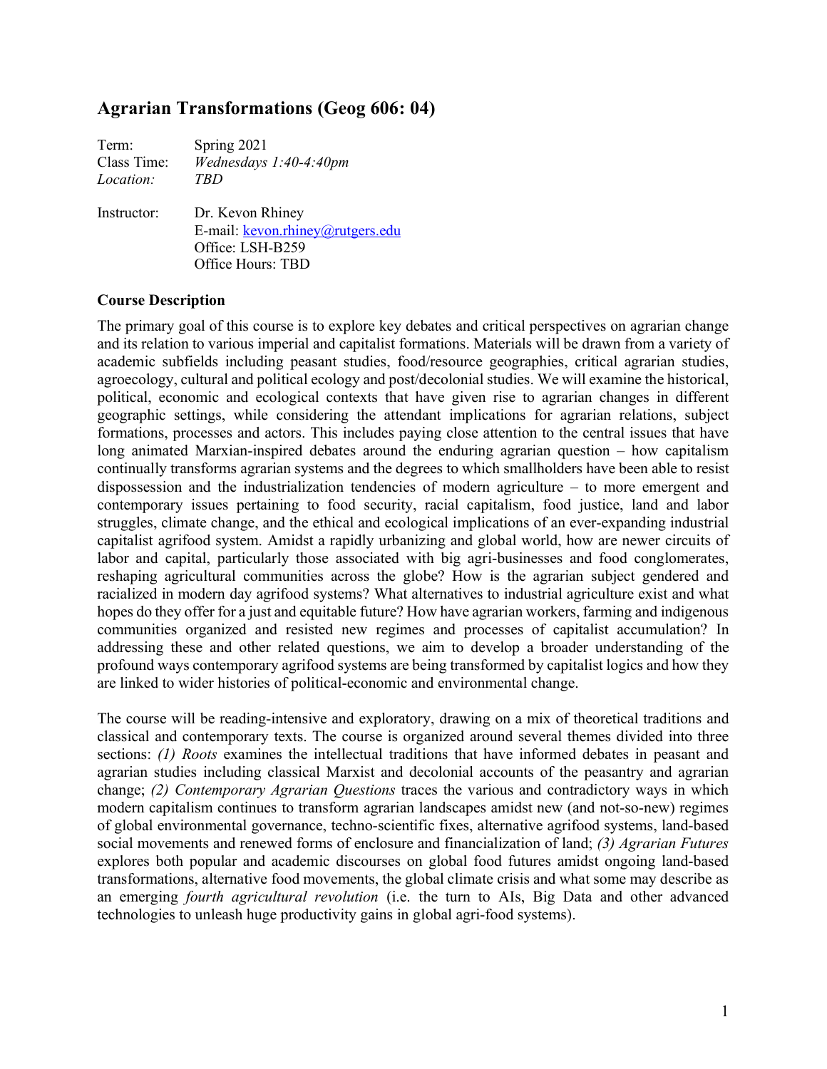# Agrarian Transformations (Geog 606: 04)

Term: Spring 2021
Class Time: *Wednesdays 1:40-4:40pm*
*Location:* *TBD*

Instructor: Dr. Kevon Rhiney
E-mail: kevon.rhiney@rutgers.edu
Office: LSH-B259
Office Hours: TBD

## Course Description

The primary goal of this course is to explore key debates and critical perspectives on agrarian change and its relation to various imperial and capitalist formations. Materials will be drawn from a variety of academic subfields including peasant studies, food/resource geographies, critical agrarian studies, agroecology, cultural and political ecology and post/decolonial studies. We will examine the historical, political, economic and ecological contexts that have given rise to agrarian changes in different geographic settings, while considering the attendant implications for agrarian relations, subject formations, processes and actors. This includes paying close attention to the central issues that have long animated Marxian-inspired debates around the enduring agrarian question – how capitalism continually transforms agrarian systems and the degrees to which smallholders have been able to resist dispossession and the industrialization tendencies of modern agriculture – to more emergent and contemporary issues pertaining to food security, racial capitalism, food justice, land and labor struggles, climate change, and the ethical and ecological implications of an ever-expanding industrial capitalist agrifood system. Amidst a rapidly urbanizing and global world, how are newer circuits of labor and capital, particularly those associated with big agri-businesses and food conglomerates, reshaping agricultural communities across the globe? How is the agrarian subject gendered and racialized in modern day agrifood systems? What alternatives to industrial agriculture exist and what hopes do they offer for a just and equitable future? How have agrarian workers, farming and indigenous communities organized and resisted new regimes and processes of capitalist accumulation? In addressing these and other related questions, we aim to develop a broader understanding of the profound ways contemporary agrifood systems are being transformed by capitalist logics and how they are linked to wider histories of political-economic and environmental change.

The course will be reading-intensive and exploratory, drawing on a mix of theoretical traditions and classical and contemporary texts. The course is organized around several themes divided into three sections: *(1) Roots* examines the intellectual traditions that have informed debates in peasant and agrarian studies including classical Marxist and decolonial accounts of the peasantry and agrarian change; *(2) Contemporary Agrarian Questions* traces the various and contradictory ways in which modern capitalism continues to transform agrarian landscapes amidst new (and not-so-new) regimes of global environmental governance, techno-scientific fixes, alternative agrifood systems, land-based social movements and renewed forms of enclosure and financialization of land; *(3) Agrarian Futures* explores both popular and academic discourses on global food futures amidst ongoing land-based transformations, alternative food movements, the global climate crisis and what some may describe as an emerging *fourth agricultural revolution* (i.e. the turn to AIs, Big Data and other advanced technologies to unleash huge productivity gains in global agri-food systems).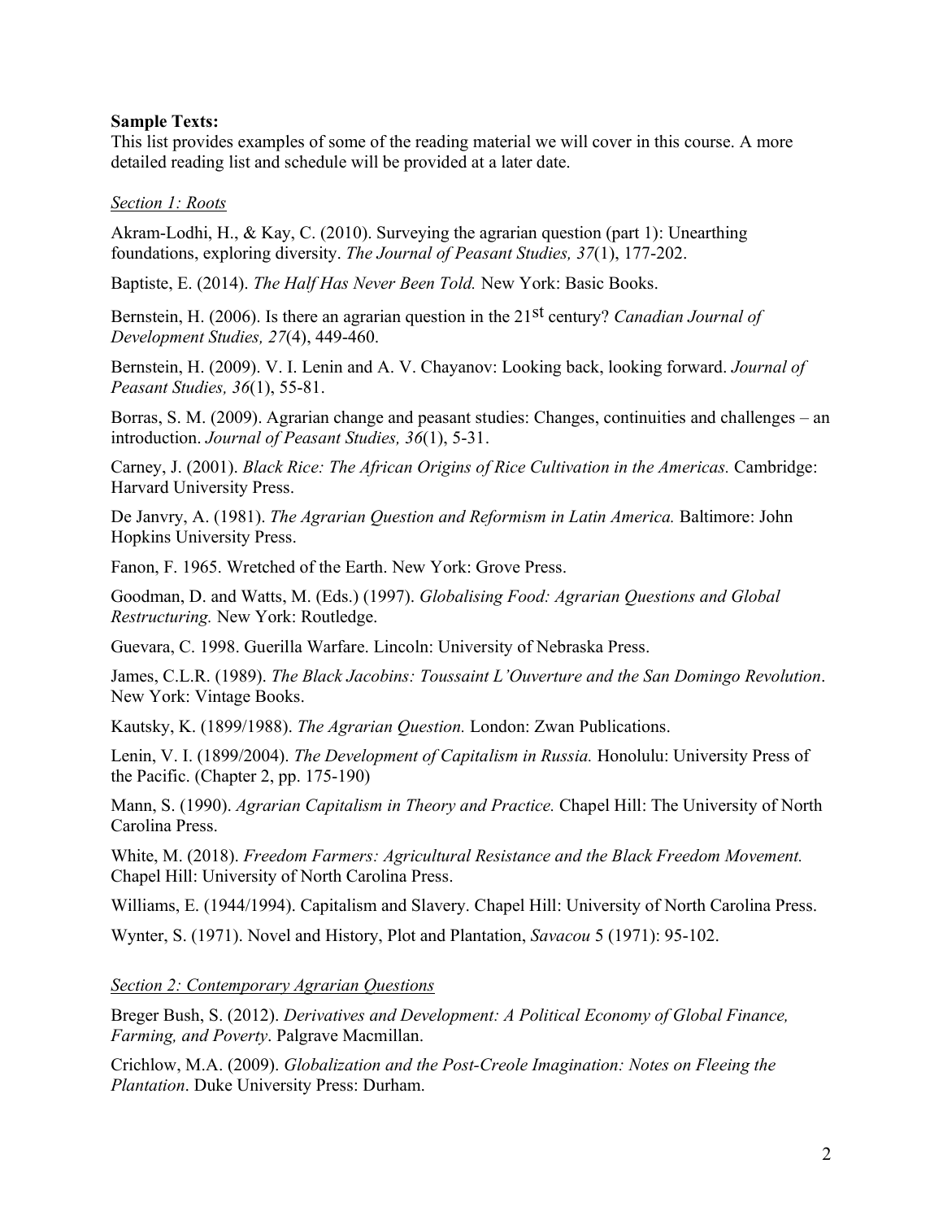**Sample Texts:**

This list provides examples of some of the reading material we will cover in this course. A more detailed reading list and schedule will be provided at a later date.

*Section 1: Roots*

Akram-Lodhi, H., & Kay, C. (2010). Surveying the agrarian question (part 1): Unearthing foundations, exploring diversity. *The Journal of Peasant Studies, 37*(1), 177-202.

Baptiste, E. (2014). *The Half Has Never Been Told.* New York: Basic Books.

Bernstein, H. (2006). Is there an agrarian question in the 21st century? *Canadian Journal of Development Studies, 27*(4), 449-460.

Bernstein, H. (2009). V. I. Lenin and A. V. Chayanov: Looking back, looking forward. *Journal of Peasant Studies, 36*(1), 55-81.

Borras, S. M. (2009). Agrarian change and peasant studies: Changes, continuities and challenges – an introduction. *Journal of Peasant Studies, 36*(1), 5-31.

Carney, J. (2001). *Black Rice: The African Origins of Rice Cultivation in the Americas.* Cambridge: Harvard University Press.

De Janvry, A. (1981). *The Agrarian Question and Reformism in Latin America.* Baltimore: John Hopkins University Press.

Fanon, F. 1965. Wretched of the Earth. New York: Grove Press.

Goodman, D. and Watts, M. (Eds.) (1997). *Globalising Food: Agrarian Questions and Global Restructuring.* New York: Routledge.

Guevara, C. 1998. Guerilla Warfare. Lincoln: University of Nebraska Press.

James, C.L.R. (1989). *The Black Jacobins: Toussaint L'Ouverture and the San Domingo Revolution*. New York: Vintage Books.

Kautsky, K. (1899/1988). *The Agrarian Question.* London: Zwan Publications.

Lenin, V. I. (1899/2004). *The Development of Capitalism in Russia.* Honolulu: University Press of the Pacific. (Chapter 2, pp. 175-190)

Mann, S. (1990). *Agrarian Capitalism in Theory and Practice.* Chapel Hill: The University of North Carolina Press.

White, M. (2018). *Freedom Farmers: Agricultural Resistance and the Black Freedom Movement.* Chapel Hill: University of North Carolina Press.

Williams, E. (1944/1994). Capitalism and Slavery. Chapel Hill: University of North Carolina Press.

Wynter, S. (1971). Novel and History, Plot and Plantation, *Savacou* 5 (1971): 95-102.

*Section 2: Contemporary Agrarian Questions*

Breger Bush, S. (2012). *Derivatives and Development: A Political Economy of Global Finance, Farming, and Poverty*. Palgrave Macmillan.

Crichlow, M.A. (2009). *Globalization and the Post-Creole Imagination: Notes on Fleeing the Plantation*. Duke University Press: Durham.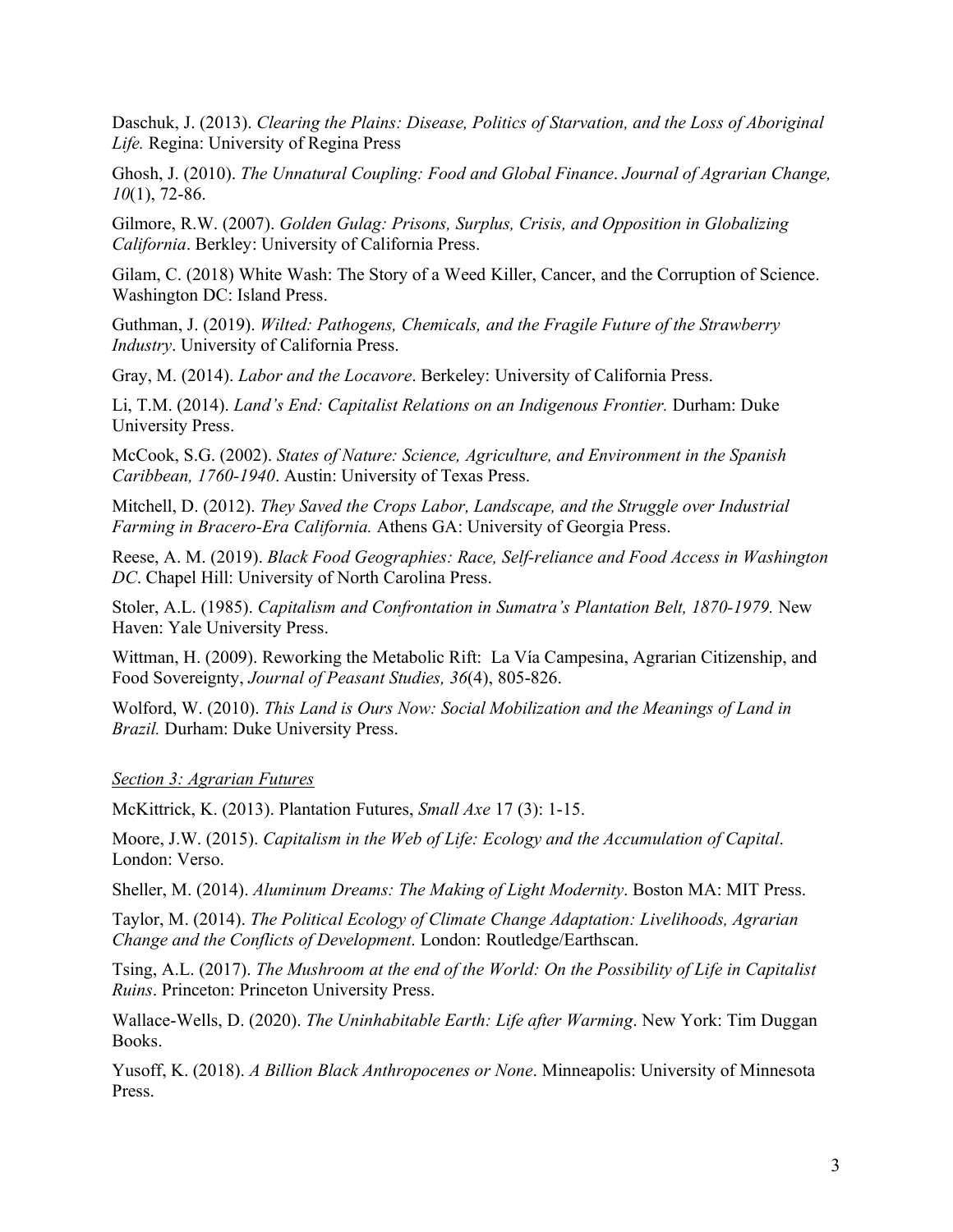Daschuk, J. (2013). *Clearing the Plains: Disease, Politics of Starvation, and the Loss of Aboriginal Life.* Regina: University of Regina Press

Ghosh, J. (2010). *The Unnatural Coupling: Food and Global Finance*. *Journal of Agrarian Change, 10*(1), 72-86.

Gilmore, R.W. (2007). *Golden Gulag: Prisons, Surplus, Crisis, and Opposition in Globalizing California*. Berkley: University of California Press.

Gilam, C. (2018) White Wash: The Story of a Weed Killer, Cancer, and the Corruption of Science. Washington DC: Island Press.

Guthman, J. (2019). *Wilted: Pathogens, Chemicals, and the Fragile Future of the Strawberry Industry*. University of California Press.

Gray, M. (2014). *Labor and the Locavore*. Berkeley: University of California Press.

Li, T.M. (2014). *Land's End: Capitalist Relations on an Indigenous Frontier.* Durham: Duke University Press.

McCook, S.G. (2002). *States of Nature: Science, Agriculture, and Environment in the Spanish Caribbean, 1760-1940*. Austin: University of Texas Press.

Mitchell, D. (2012). *They Saved the Crops Labor, Landscape, and the Struggle over Industrial Farming in Bracero-Era California.* Athens GA: University of Georgia Press.

Reese, A. M. (2019). *Black Food Geographies: Race, Self-reliance and Food Access in Washington DC*. Chapel Hill: University of North Carolina Press.

Stoler, A.L. (1985). *Capitalism and Confrontation in Sumatra's Plantation Belt, 1870-1979.* New Haven: Yale University Press.

Wittman, H. (2009). Reworking the Metabolic Rift: La Vía Campesina, Agrarian Citizenship, and Food Sovereignty, *Journal of Peasant Studies, 36*(4), 805-826.

Wolford, W. (2010). *This Land is Ours Now: Social Mobilization and the Meanings of Land in Brazil.* Durham: Duke University Press.

### *Section 3: Agrarian Futures*

McKittrick, K. (2013). Plantation Futures, *Small Axe* 17 (3): 1-15.

Moore, J.W. (2015). *Capitalism in the Web of Life: Ecology and the Accumulation of Capital*. London: Verso.

Sheller, M. (2014). *Aluminum Dreams: The Making of Light Modernity*. Boston MA: MIT Press.

Taylor, M. (2014). *The Political Ecology of Climate Change Adaptation: Livelihoods, Agrarian Change and the Conflicts of Development*. London: Routledge/Earthscan.

Tsing, A.L. (2017). *The Mushroom at the end of the World: On the Possibility of Life in Capitalist Ruins*. Princeton: Princeton University Press.

Wallace-Wells, D. (2020). *The Uninhabitable Earth: Life after Warming*. New York: Tim Duggan Books.

Yusoff, K. (2018). *A Billion Black Anthropocenes or None*. Minneapolis: University of Minnesota Press.